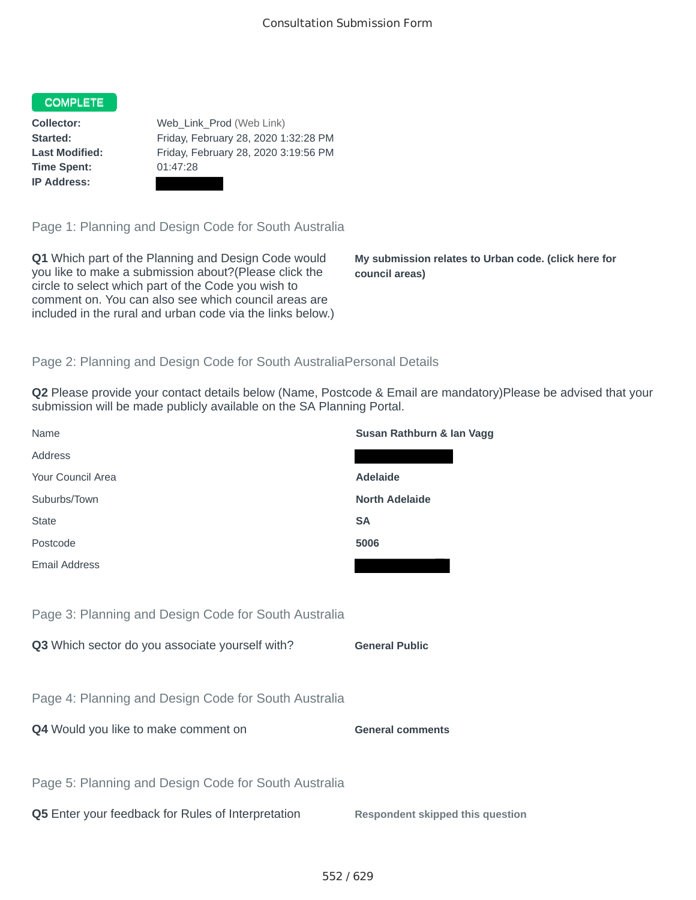# Consultation Submission Form

**COMPLETE**

| | |
|---|---|
| **Collector:** | Web_Link_Prod (Web Link) |
| **Started:** | Friday, February 28, 2020 1:32:28 PM |
| **Last Modified:** | Friday, February 28, 2020 3:19:56 PM |
| **Time Spent:** | 01:47:28 |
| **IP Address:** | |

## Page 1: Planning and Design Code for South Australia

**Q1** Which part of the Planning and Design Code would you like to make a submission about?(Please click the circle to select which part of the Code you wish to comment on. You can also see which council areas are included in the rural and urban code via the links below.)

**My submission relates to Urban code. (click here for council areas)**

## Page 2: Planning and Design Code for South AustraliaPersonal Details

**Q2** Please provide your contact details below (Name, Postcode & Email are mandatory)Please be advised that your submission will be made publicly available on the SA Planning Portal.

| | |
|---|---|
| Name | **Susan Rathburn & Ian Vagg** |
| Address | |
| Your Council Area | **Adelaide** |
| Suburbs/Town | **North Adelaide** |
| State | **SA** |
| Postcode | **5006** |
| Email Address | |

## Page 3: Planning and Design Code for South Australia

**Q3** Which sector do you associate yourself with?

**General Public**

## Page 4: Planning and Design Code for South Australia

**Q4** Would you like to make comment on

**General comments**

## Page 5: Planning and Design Code for South Australia

**Q5** Enter your feedback for Rules of Interpretation

**Respondent skipped this question**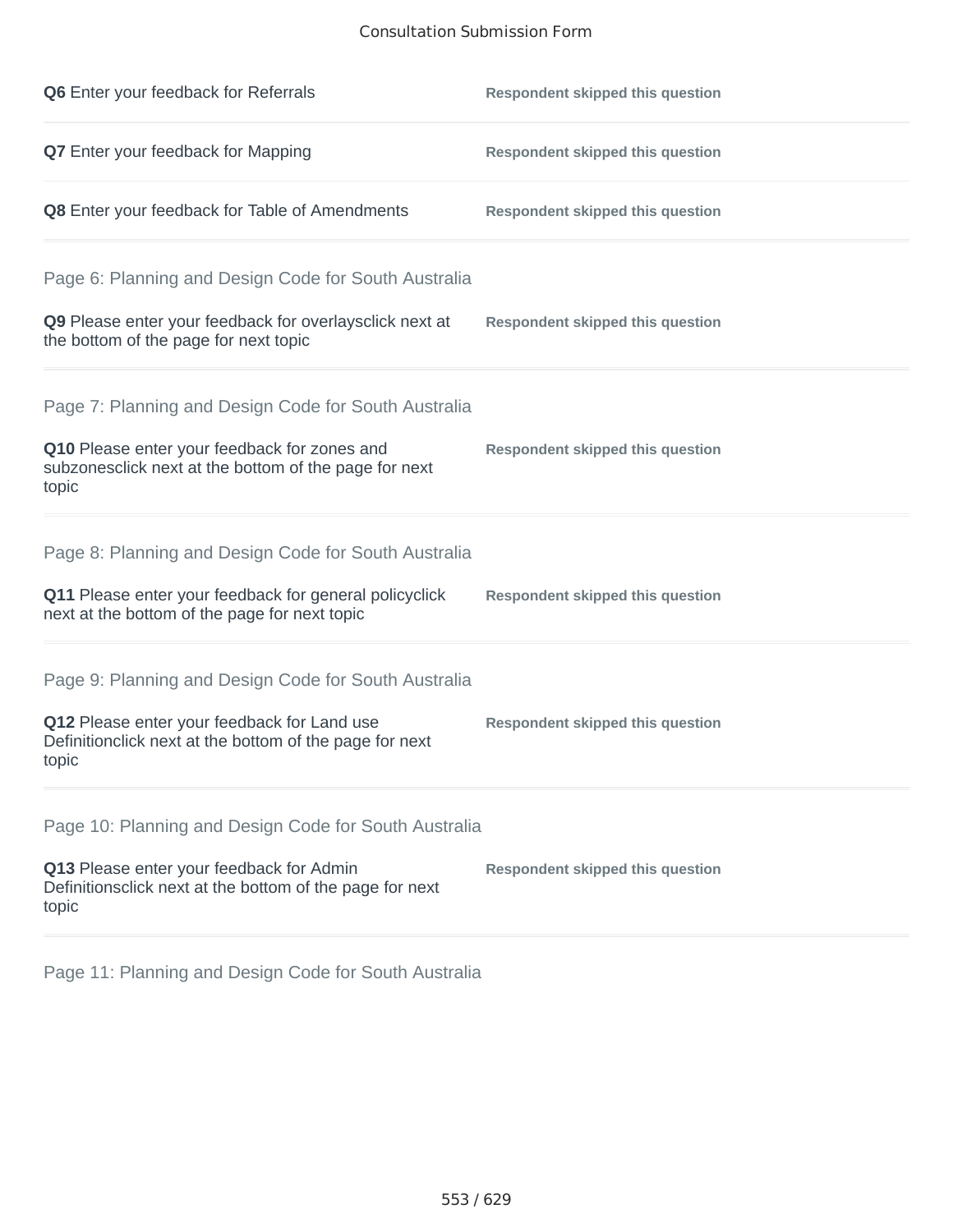**Q6** Enter your feedback for Referrals — **Respondent skipped this question**

**Q7** Enter your feedback for Mapping — **Respondent skipped this question**

**Q8** Enter your feedback for Table of Amendments — **Respondent skipped this question**

## Page 6: Planning and Design Code for South Australia

**Q9** Please enter your feedback for overlaysclick next at the bottom of the page for next topic — **Respondent skipped this question**

## Page 7: Planning and Design Code for South Australia

**Q10** Please enter your feedback for zones and subzonesclick next at the bottom of the page for next topic — **Respondent skipped this question**

## Page 8: Planning and Design Code for South Australia

**Q11** Please enter your feedback for general policyclick next at the bottom of the page for next topic — **Respondent skipped this question**

## Page 9: Planning and Design Code for South Australia

**Q12** Please enter your feedback for Land use Definitionclick next at the bottom of the page for next topic — **Respondent skipped this question**

## Page 10: Planning and Design Code for South Australia

**Q13** Please enter your feedback for Admin Definitionsclick next at the bottom of the page for next topic — **Respondent skipped this question**

## Page 11: Planning and Design Code for South Australia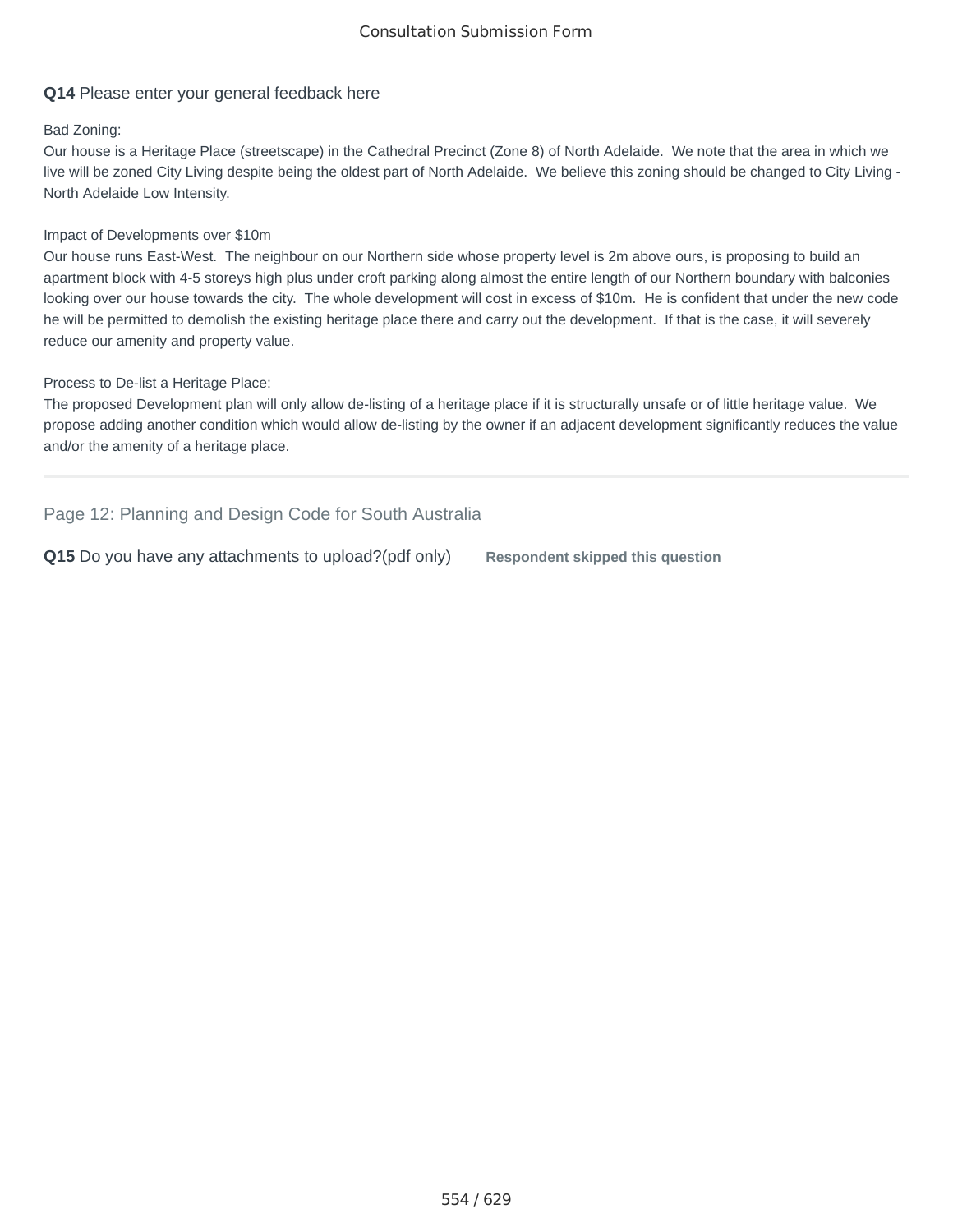**Q14** Please enter your general feedback here

Bad Zoning:
Our house is a Heritage Place (streetscape) in the Cathedral Precinct (Zone 8) of North Adelaide. We note that the area in which we live will be zoned City Living despite being the oldest part of North Adelaide. We believe this zoning should be changed to City Living - North Adelaide Low Intensity.

Impact of Developments over $10m
Our house runs East-West. The neighbour on our Northern side whose property level is 2m above ours, is proposing to build an apartment block with 4-5 storeys high plus under croft parking along almost the entire length of our Northern boundary with balconies looking over our house towards the city. The whole development will cost in excess of $10m. He is confident that under the new code he will be permitted to demolish the existing heritage place there and carry out the development. If that is the case, it will severely reduce our amenity and property value.

Process to De-list a Heritage Place:
The proposed Development plan will only allow de-listing of a heritage place if it is structurally unsafe or of little heritage value. We propose adding another condition which would allow de-listing by the owner if an adjacent development significantly reduces the value and/or the amenity of a heritage place.

## Page 12: Planning and Design Code for South Australia

**Q15** Do you have any attachments to upload?(pdf only) **Respondent skipped this question**